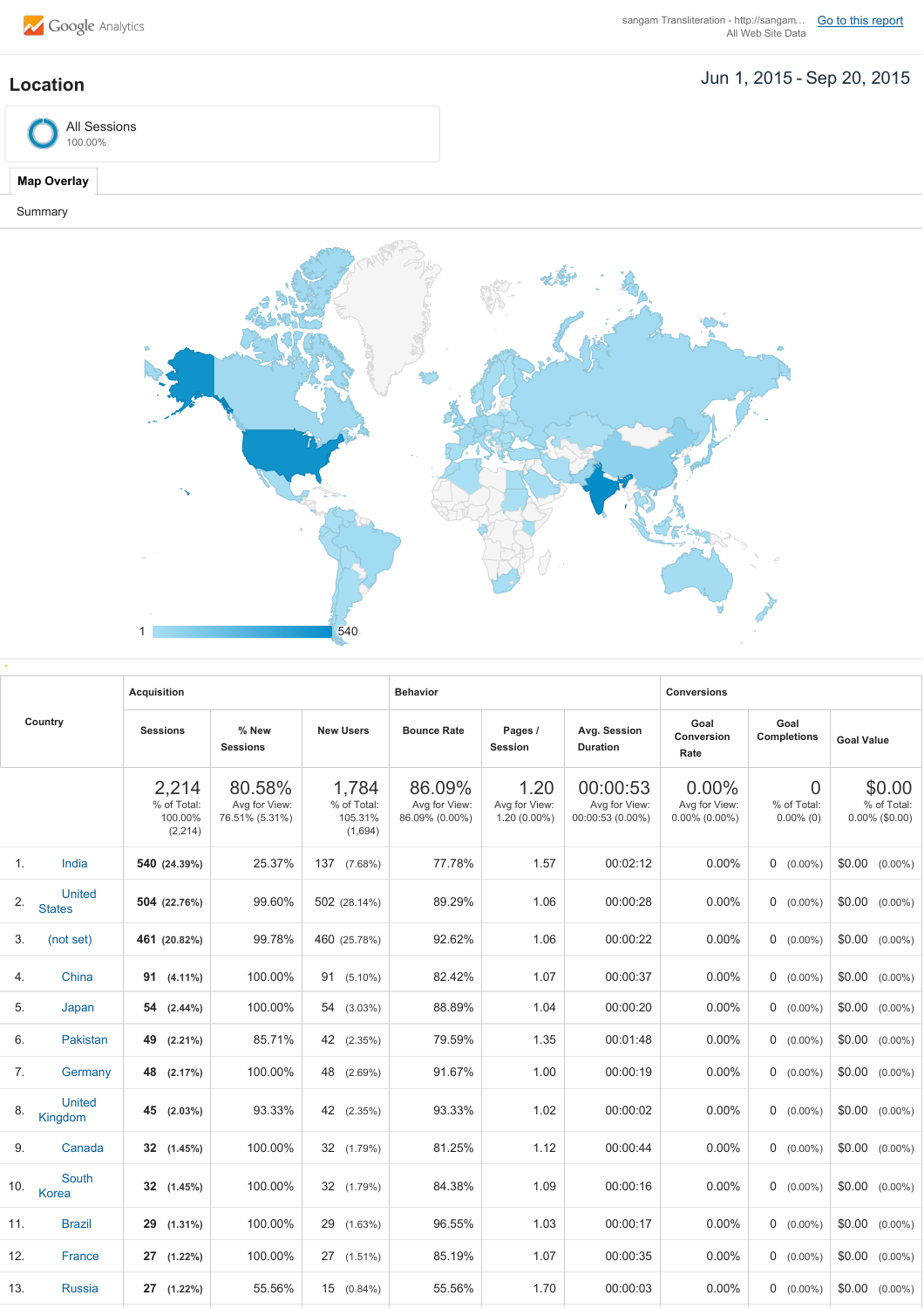Google Analytics

sangam Transliteration - http://sangam… All Web Site Data

Go to this report

## Location

Jun 1, 2015 - Sep 20, 2015

All Sessions
100.00%

**Map Overlay**

Summary

1 540

| Country | Acquisition | | | Behavior | | | Conversions | | |
|---|---|---|---|---|---|---|---|---|---|
| | Sessions | % New Sessions | New Users | Bounce Rate | Pages / Session | Avg. Session Duration | Goal Conversion Rate | Goal Completions | Goal Value |
| | 2,214 % of Total: 100.00% (2,214) | 80.58% Avg for View: 76.51% (5.31%) | 1,784 % of Total: 105.31% (1,694) | 86.09% Avg for View: 86.09% (0.00%) | 1.20 Avg for View: 1.20 (0.00%) | 00:00:53 Avg for View: 00:00:53 (0.00%) | 0.00% Avg for View: 0.00% (0.00%) | 0 % of Total: 0.00% (0) | $0.00 % of Total: 0.00% ($0.00) |
| 1. India | 540 (24.39%) | 25.37% | 137 (7.68%) | 77.78% | 1.57 | 00:02:12 | 0.00% | 0 (0.00%) | $0.00 (0.00%) |
| 2. United States | 504 (22.76%) | 99.60% | 502 (28.14%) | 89.29% | 1.06 | 00:00:28 | 0.00% | 0 (0.00%) | $0.00 (0.00%) |
| 3. (not set) | 461 (20.82%) | 99.78% | 460 (25.78%) | 92.62% | 1.06 | 00:00:22 | 0.00% | 0 (0.00%) | $0.00 (0.00%) |
| 4. China | 91 (4.11%) | 100.00% | 91 (5.10%) | 82.42% | 1.07 | 00:00:37 | 0.00% | 0 (0.00%) | $0.00 (0.00%) |
| 5. Japan | 54 (2.44%) | 100.00% | 54 (3.03%) | 88.89% | 1.04 | 00:00:20 | 0.00% | 0 (0.00%) | $0.00 (0.00%) |
| 6. Pakistan | 49 (2.21%) | 85.71% | 42 (2.35%) | 79.59% | 1.35 | 00:01:48 | 0.00% | 0 (0.00%) | $0.00 (0.00%) |
| 7. Germany | 48 (2.17%) | 100.00% | 48 (2.69%) | 91.67% | 1.00 | 00:00:19 | 0.00% | 0 (0.00%) | $0.00 (0.00%) |
| 8. United Kingdom | 45 (2.03%) | 93.33% | 42 (2.35%) | 93.33% | 1.02 | 00:00:02 | 0.00% | 0 (0.00%) | $0.00 (0.00%) |
| 9. Canada | 32 (1.45%) | 100.00% | 32 (1.79%) | 81.25% | 1.12 | 00:00:44 | 0.00% | 0 (0.00%) | $0.00 (0.00%) |
| 10. South Korea | 32 (1.45%) | 100.00% | 32 (1.79%) | 84.38% | 1.09 | 00:00:16 | 0.00% | 0 (0.00%) | $0.00 (0.00%) |
| 11. Brazil | 29 (1.31%) | 100.00% | 29 (1.63%) | 96.55% | 1.03 | 00:00:17 | 0.00% | 0 (0.00%) | $0.00 (0.00%) |
| 12. France | 27 (1.22%) | 100.00% | 27 (1.51%) | 85.19% | 1.07 | 00:00:35 | 0.00% | 0 (0.00%) | $0.00 (0.00%) |
| 13. Russia | 27 (1.22%) | 55.56% | 15 (0.84%) | 55.56% | 1.70 | 00:00:03 | 0.00% | 0 (0.00%) | $0.00 (0.00%) |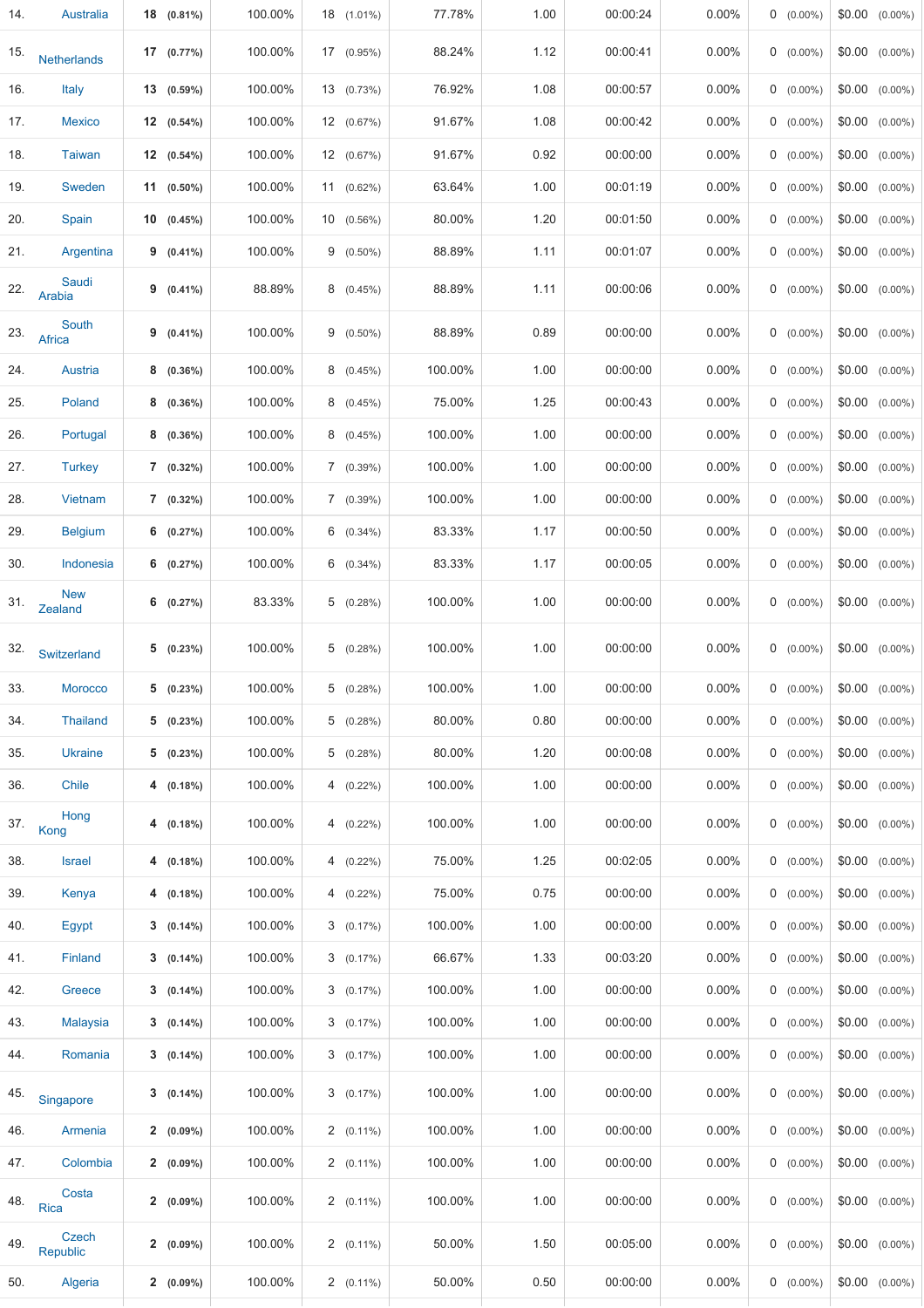| | | | | | | | | | | | |
|---|---|---|---|---|---|---|---|---|---|---|---|
| 14. | Australia | **18** **(0.81%)** | 100.00% | 18 (1.01%) | 77.78% | 1.00 | 00:00:24 | 0.00% | 0 (0.00%) | $0.00 (0.00%) |
| 15. | Netherlands | **17** **(0.77%)** | 100.00% | 17 (0.95%) | 88.24% | 1.12 | 00:00:41 | 0.00% | 0 (0.00%) | $0.00 (0.00%) |
| 16. | Italy | **13** **(0.59%)** | 100.00% | 13 (0.73%) | 76.92% | 1.08 | 00:00:57 | 0.00% | 0 (0.00%) | $0.00 (0.00%) |
| 17. | Mexico | **12** **(0.54%)** | 100.00% | 12 (0.67%) | 91.67% | 1.08 | 00:00:42 | 0.00% | 0 (0.00%) | $0.00 (0.00%) |
| 18. | Taiwan | **12** **(0.54%)** | 100.00% | 12 (0.67%) | 91.67% | 0.92 | 00:00:00 | 0.00% | 0 (0.00%) | $0.00 (0.00%) |
| 19. | Sweden | **11** **(0.50%)** | 100.00% | 11 (0.62%) | 63.64% | 1.00 | 00:01:19 | 0.00% | 0 (0.00%) | $0.00 (0.00%) |
| 20. | Spain | **10** **(0.45%)** | 100.00% | 10 (0.56%) | 80.00% | 1.20 | 00:01:50 | 0.00% | 0 (0.00%) | $0.00 (0.00%) |
| 21. | Argentina | **9** **(0.41%)** | 100.00% | 9 (0.50%) | 88.89% | 1.11 | 00:01:07 | 0.00% | 0 (0.00%) | $0.00 (0.00%) |
| 22. | Saudi Arabia | **9** **(0.41%)** | 88.89% | 8 (0.45%) | 88.89% | 1.11 | 00:00:06 | 0.00% | 0 (0.00%) | $0.00 (0.00%) |
| 23. | South Africa | **9** **(0.41%)** | 100.00% | 9 (0.50%) | 88.89% | 0.89 | 00:00:00 | 0.00% | 0 (0.00%) | $0.00 (0.00%) |
| 24. | Austria | **8** **(0.36%)** | 100.00% | 8 (0.45%) | 100.00% | 1.00 | 00:00:00 | 0.00% | 0 (0.00%) | $0.00 (0.00%) |
| 25. | Poland | **8** **(0.36%)** | 100.00% | 8 (0.45%) | 75.00% | 1.25 | 00:00:43 | 0.00% | 0 (0.00%) | $0.00 (0.00%) |
| 26. | Portugal | **8** **(0.36%)** | 100.00% | 8 (0.45%) | 100.00% | 1.00 | 00:00:00 | 0.00% | 0 (0.00%) | $0.00 (0.00%) |
| 27. | Turkey | **7** **(0.32%)** | 100.00% | 7 (0.39%) | 100.00% | 1.00 | 00:00:00 | 0.00% | 0 (0.00%) | $0.00 (0.00%) |
| 28. | Vietnam | **7** **(0.32%)** | 100.00% | 7 (0.39%) | 100.00% | 1.00 | 00:00:00 | 0.00% | 0 (0.00%) | $0.00 (0.00%) |
| 29. | Belgium | **6** **(0.27%)** | 100.00% | 6 (0.34%) | 83.33% | 1.17 | 00:00:50 | 0.00% | 0 (0.00%) | $0.00 (0.00%) |
| 30. | Indonesia | **6** **(0.27%)** | 100.00% | 6 (0.34%) | 83.33% | 1.17 | 00:00:05 | 0.00% | 0 (0.00%) | $0.00 (0.00%) |
| 31. | New Zealand | **6** **(0.27%)** | 83.33% | 5 (0.28%) | 100.00% | 1.00 | 00:00:00 | 0.00% | 0 (0.00%) | $0.00 (0.00%) |
| 32. | Switzerland | **5** **(0.23%)** | 100.00% | 5 (0.28%) | 100.00% | 1.00 | 00:00:00 | 0.00% | 0 (0.00%) | $0.00 (0.00%) |
| 33. | Morocco | **5** **(0.23%)** | 100.00% | 5 (0.28%) | 100.00% | 1.00 | 00:00:00 | 0.00% | 0 (0.00%) | $0.00 (0.00%) |
| 34. | Thailand | **5** **(0.23%)** | 100.00% | 5 (0.28%) | 80.00% | 0.80 | 00:00:00 | 0.00% | 0 (0.00%) | $0.00 (0.00%) |
| 35. | Ukraine | **5** **(0.23%)** | 100.00% | 5 (0.28%) | 80.00% | 1.20 | 00:00:08 | 0.00% | 0 (0.00%) | $0.00 (0.00%) |
| 36. | Chile | **4** **(0.18%)** | 100.00% | 4 (0.22%) | 100.00% | 1.00 | 00:00:00 | 0.00% | 0 (0.00%) | $0.00 (0.00%) |
| 37. | Hong Kong | **4** **(0.18%)** | 100.00% | 4 (0.22%) | 100.00% | 1.00 | 00:00:00 | 0.00% | 0 (0.00%) | $0.00 (0.00%) |
| 38. | Israel | **4** **(0.18%)** | 100.00% | 4 (0.22%) | 75.00% | 1.25 | 00:02:05 | 0.00% | 0 (0.00%) | $0.00 (0.00%) |
| 39. | Kenya | **4** **(0.18%)** | 100.00% | 4 (0.22%) | 75.00% | 0.75 | 00:00:00 | 0.00% | 0 (0.00%) | $0.00 (0.00%) |
| 40. | Egypt | **3** **(0.14%)** | 100.00% | 3 (0.17%) | 100.00% | 1.00 | 00:00:00 | 0.00% | 0 (0.00%) | $0.00 (0.00%) |
| 41. | Finland | **3** **(0.14%)** | 100.00% | 3 (0.17%) | 66.67% | 1.33 | 00:03:20 | 0.00% | 0 (0.00%) | $0.00 (0.00%) |
| 42. | Greece | **3** **(0.14%)** | 100.00% | 3 (0.17%) | 100.00% | 1.00 | 00:00:00 | 0.00% | 0 (0.00%) | $0.00 (0.00%) |
| 43. | Malaysia | **3** **(0.14%)** | 100.00% | 3 (0.17%) | 100.00% | 1.00 | 00:00:00 | 0.00% | 0 (0.00%) | $0.00 (0.00%) |
| 44. | Romania | **3** **(0.14%)** | 100.00% | 3 (0.17%) | 100.00% | 1.00 | 00:00:00 | 0.00% | 0 (0.00%) | $0.00 (0.00%) |
| 45. | Singapore | **3** **(0.14%)** | 100.00% | 3 (0.17%) | 100.00% | 1.00 | 00:00:00 | 0.00% | 0 (0.00%) | $0.00 (0.00%) |
| 46. | Armenia | **2** **(0.09%)** | 100.00% | 2 (0.11%) | 100.00% | 1.00 | 00:00:00 | 0.00% | 0 (0.00%) | $0.00 (0.00%) |
| 47. | Colombia | **2** **(0.09%)** | 100.00% | 2 (0.11%) | 100.00% | 1.00 | 00:00:00 | 0.00% | 0 (0.00%) | $0.00 (0.00%) |
| 48. | Costa Rica | **2** **(0.09%)** | 100.00% | 2 (0.11%) | 100.00% | 1.00 | 00:00:00 | 0.00% | 0 (0.00%) | $0.00 (0.00%) |
| 49. | Czech Republic | **2** **(0.09%)** | 100.00% | 2 (0.11%) | 50.00% | 1.50 | 00:05:00 | 0.00% | 0 (0.00%) | $0.00 (0.00%) |
| 50. | Algeria | **2** **(0.09%)** | 100.00% | 2 (0.11%) | 50.00% | 0.50 | 00:00:00 | 0.00% | 0 (0.00%) | $0.00 (0.00%) |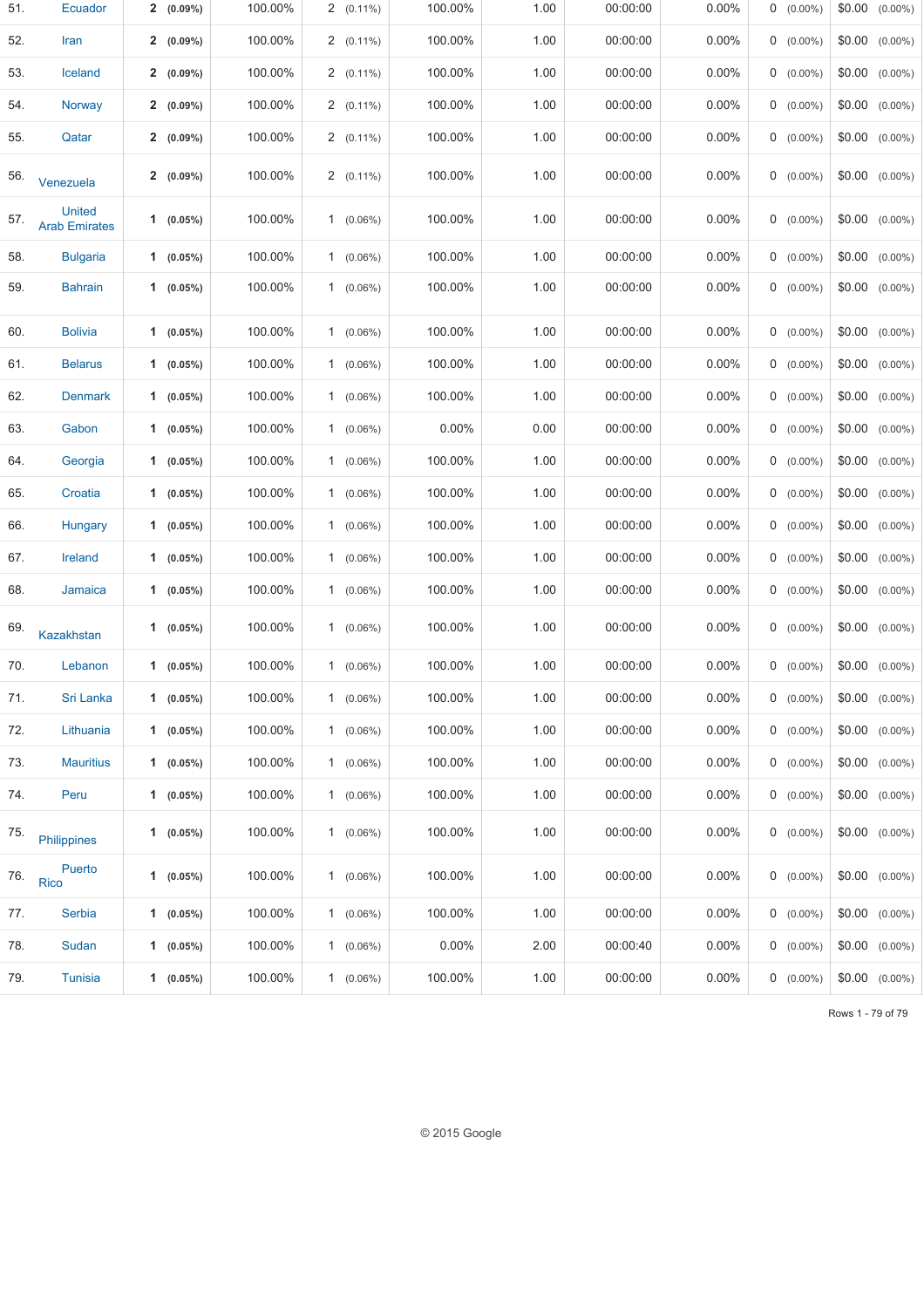| | | | | | | | | | | |
|---|---|---|---|---|---|---|---|---|---|---|
| 51. | Ecuador | **2** **(0.09%)** | 100.00% | 2 (0.11%) | 100.00% | 1.00 | 00:00:00 | 0.00% | 0 (0.00%) | $0.00 (0.00%) |
| 52. | Iran | **2** **(0.09%)** | 100.00% | 2 (0.11%) | 100.00% | 1.00 | 00:00:00 | 0.00% | 0 (0.00%) | $0.00 (0.00%) |
| 53. | Iceland | **2** **(0.09%)** | 100.00% | 2 (0.11%) | 100.00% | 1.00 | 00:00:00 | 0.00% | 0 (0.00%) | $0.00 (0.00%) |
| 54. | Norway | **2** **(0.09%)** | 100.00% | 2 (0.11%) | 100.00% | 1.00 | 00:00:00 | 0.00% | 0 (0.00%) | $0.00 (0.00%) |
| 55. | Qatar | **2** **(0.09%)** | 100.00% | 2 (0.11%) | 100.00% | 1.00 | 00:00:00 | 0.00% | 0 (0.00%) | $0.00 (0.00%) |
| 56. | Venezuela | **2** **(0.09%)** | 100.00% | 2 (0.11%) | 100.00% | 1.00 | 00:00:00 | 0.00% | 0 (0.00%) | $0.00 (0.00%) |
| 57. | United Arab Emirates | **1** **(0.05%)** | 100.00% | 1 (0.06%) | 100.00% | 1.00 | 00:00:00 | 0.00% | 0 (0.00%) | $0.00 (0.00%) |
| 58. | Bulgaria | **1** **(0.05%)** | 100.00% | 1 (0.06%) | 100.00% | 1.00 | 00:00:00 | 0.00% | 0 (0.00%) | $0.00 (0.00%) |
| 59. | Bahrain | **1** **(0.05%)** | 100.00% | 1 (0.06%) | 100.00% | 1.00 | 00:00:00 | 0.00% | 0 (0.00%) | $0.00 (0.00%) |
| 60. | Bolivia | **1** **(0.05%)** | 100.00% | 1 (0.06%) | 100.00% | 1.00 | 00:00:00 | 0.00% | 0 (0.00%) | $0.00 (0.00%) |
| 61. | Belarus | **1** **(0.05%)** | 100.00% | 1 (0.06%) | 100.00% | 1.00 | 00:00:00 | 0.00% | 0 (0.00%) | $0.00 (0.00%) |
| 62. | Denmark | **1** **(0.05%)** | 100.00% | 1 (0.06%) | 100.00% | 1.00 | 00:00:00 | 0.00% | 0 (0.00%) | $0.00 (0.00%) |
| 63. | Gabon | **1** **(0.05%)** | 100.00% | 1 (0.06%) | 0.00% | 0.00 | 00:00:00 | 0.00% | 0 (0.00%) | $0.00 (0.00%) |
| 64. | Georgia | **1** **(0.05%)** | 100.00% | 1 (0.06%) | 100.00% | 1.00 | 00:00:00 | 0.00% | 0 (0.00%) | $0.00 (0.00%) |
| 65. | Croatia | **1** **(0.05%)** | 100.00% | 1 (0.06%) | 100.00% | 1.00 | 00:00:00 | 0.00% | 0 (0.00%) | $0.00 (0.00%) |
| 66. | Hungary | **1** **(0.05%)** | 100.00% | 1 (0.06%) | 100.00% | 1.00 | 00:00:00 | 0.00% | 0 (0.00%) | $0.00 (0.00%) |
| 67. | Ireland | **1** **(0.05%)** | 100.00% | 1 (0.06%) | 100.00% | 1.00 | 00:00:00 | 0.00% | 0 (0.00%) | $0.00 (0.00%) |
| 68. | Jamaica | **1** **(0.05%)** | 100.00% | 1 (0.06%) | 100.00% | 1.00 | 00:00:00 | 0.00% | 0 (0.00%) | $0.00 (0.00%) |
| 69. | Kazakhstan | **1** **(0.05%)** | 100.00% | 1 (0.06%) | 100.00% | 1.00 | 00:00:00 | 0.00% | 0 (0.00%) | $0.00 (0.00%) |
| 70. | Lebanon | **1** **(0.05%)** | 100.00% | 1 (0.06%) | 100.00% | 1.00 | 00:00:00 | 0.00% | 0 (0.00%) | $0.00 (0.00%) |
| 71. | Sri Lanka | **1** **(0.05%)** | 100.00% | 1 (0.06%) | 100.00% | 1.00 | 00:00:00 | 0.00% | 0 (0.00%) | $0.00 (0.00%) |
| 72. | Lithuania | **1** **(0.05%)** | 100.00% | 1 (0.06%) | 100.00% | 1.00 | 00:00:00 | 0.00% | 0 (0.00%) | $0.00 (0.00%) |
| 73. | Mauritius | **1** **(0.05%)** | 100.00% | 1 (0.06%) | 100.00% | 1.00 | 00:00:00 | 0.00% | 0 (0.00%) | $0.00 (0.00%) |
| 74. | Peru | **1** **(0.05%)** | 100.00% | 1 (0.06%) | 100.00% | 1.00 | 00:00:00 | 0.00% | 0 (0.00%) | $0.00 (0.00%) |
| 75. | Philippines | **1** **(0.05%)** | 100.00% | 1 (0.06%) | 100.00% | 1.00 | 00:00:00 | 0.00% | 0 (0.00%) | $0.00 (0.00%) |
| 76. | Puerto Rico | **1** **(0.05%)** | 100.00% | 1 (0.06%) | 100.00% | 1.00 | 00:00:00 | 0.00% | 0 (0.00%) | $0.00 (0.00%) |
| 77. | Serbia | **1** **(0.05%)** | 100.00% | 1 (0.06%) | 100.00% | 1.00 | 00:00:00 | 0.00% | 0 (0.00%) | $0.00 (0.00%) |
| 78. | Sudan | **1** **(0.05%)** | 100.00% | 1 (0.06%) | 0.00% | 2.00 | 00:00:40 | 0.00% | 0 (0.00%) | $0.00 (0.00%) |
| 79. | Tunisia | **1** **(0.05%)** | 100.00% | 1 (0.06%) | 100.00% | 1.00 | 00:00:00 | 0.00% | 0 (0.00%) | $0.00 (0.00%) |

Rows 1 - 79 of 79

© 2015 Google